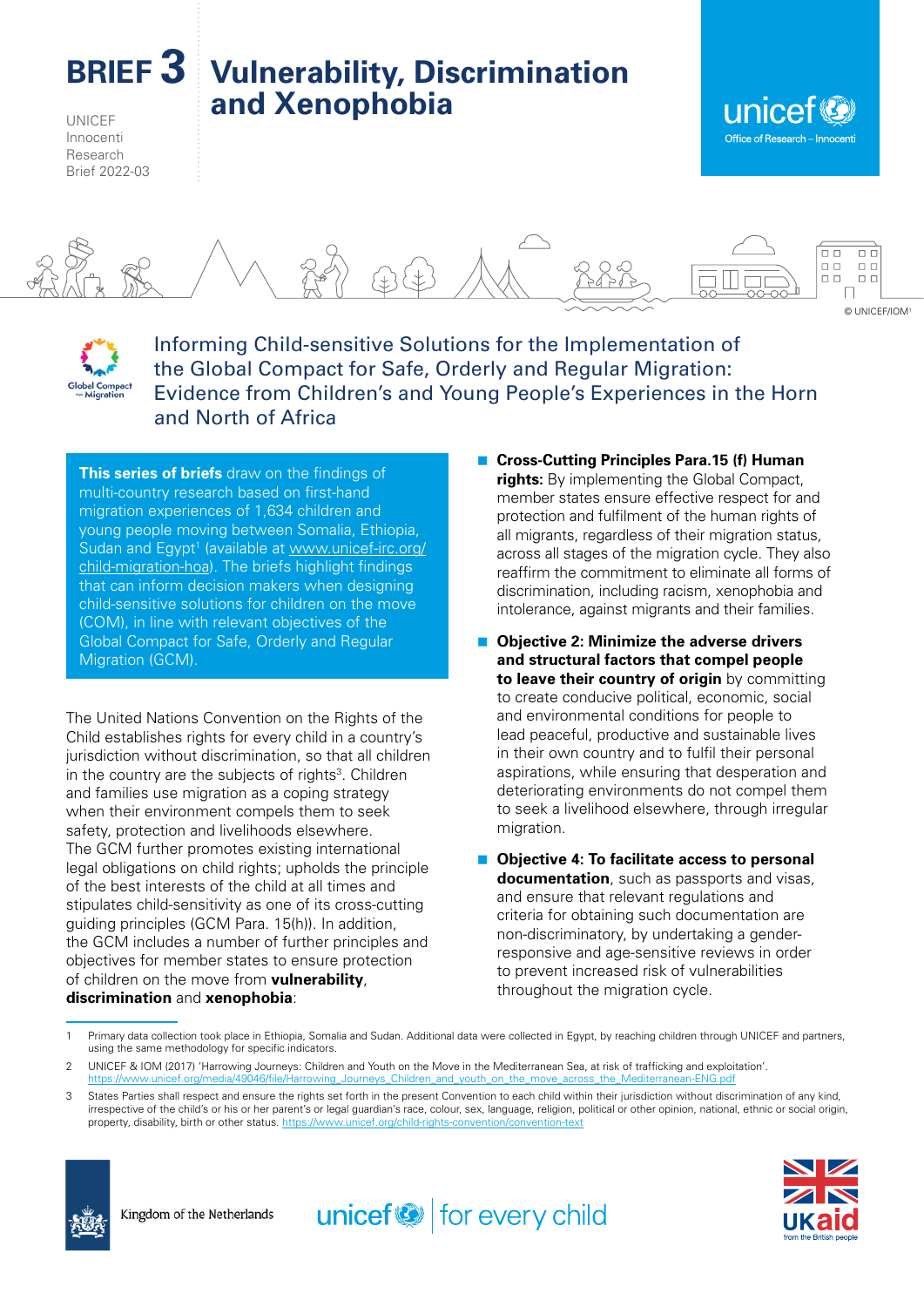# BRIEF 3 Vulnerability, Discrimination and Xenophobia

UNICEF Innocenti Research Brief 2022-03

© UNICEF/IOM[1]

## Informing Child-sensitive Solutions for the Implementation of the Global Compact for Safe, Orderly and Regular Migration: Evidence from Children's and Young People's Experiences in the Horn and North of Africa

**This series of briefs** draw on the findings of multi-country research based on first-hand migration experiences of 1,634 children and young people moving between Somalia, Ethiopia, Sudan and Egypt[1] (available at www.unicef-irc.org/child-migration-hoa). The briefs highlight findings that can inform decision makers when designing child-sensitive solutions for children on the move (COM), in line with relevant objectives of the Global Compact for Safe, Orderly and Regular Migration (GCM).

The United Nations Convention on the Rights of the Child establishes rights for every child in a country's jurisdiction without discrimination, so that all children in the country are the subjects of rights[3]. Children and families use migration as a coping strategy when their environment compels them to seek safety, protection and livelihoods elsewhere. The GCM further promotes existing international legal obligations on child rights; upholds the principle of the best interests of the child at all times and stipulates child-sensitivity as one of its cross-cutting guiding principles (GCM Para. 15(h)). In addition, the GCM includes a number of further principles and objectives for member states to ensure protection of children on the move from **vulnerability**, **discrimination** and **xenophobia**:

- **Cross-Cutting Principles Para.15 (f) Human rights:** By implementing the Global Compact, member states ensure effective respect for and protection and fulfilment of the human rights of all migrants, regardless of their migration status, across all stages of the migration cycle. They also reaffirm the commitment to eliminate all forms of discrimination, including racism, xenophobia and intolerance, against migrants and their families.
- **Objective 2: Minimize the adverse drivers and structural factors that compel people to leave their country of origin** by committing to create conducive political, economic, social and environmental conditions for people to lead peaceful, productive and sustainable lives in their own country and to fulfil their personal aspirations, while ensuring that desperation and deteriorating environments do not compel them to seek a livelihood elsewhere, through irregular migration.
- **Objective 4: To facilitate access to personal documentation**, such as passports and visas, and ensure that relevant regulations and criteria for obtaining such documentation are non-discriminatory, by undertaking a gender-responsive and age-sensitive reviews in order to prevent increased risk of vulnerabilities throughout the migration cycle.

---

1 Primary data collection took place in Ethiopia, Somalia and Sudan. Additional data were collected in Egypt, by reaching children through UNICEF and partners, using the same methodology for specific indicators.

2 UNICEF & IOM (2017) 'Harrowing Journeys: Children and Youth on the Move in the Mediterranean Sea, at risk of trafficking and exploitation'. https://www.unicef.org/media/49046/file/Harrowing_Journeys_Children_and_youth_on_the_move_across_the_Mediterranean-ENG.pdf

3 States Parties shall respect and ensure the rights set forth in the present Convention to each child within their jurisdiction without discrimination of any kind, irrespective of the child's or his or her parent's or legal guardian's race, colour, sex, language, religion, political or other opinion, national, ethnic or social origin, property, disability, birth or other status. https://www.unicef.org/child-rights-convention/convention-text

Kingdom of the Netherlands — unicef for every child — UKaid from the British people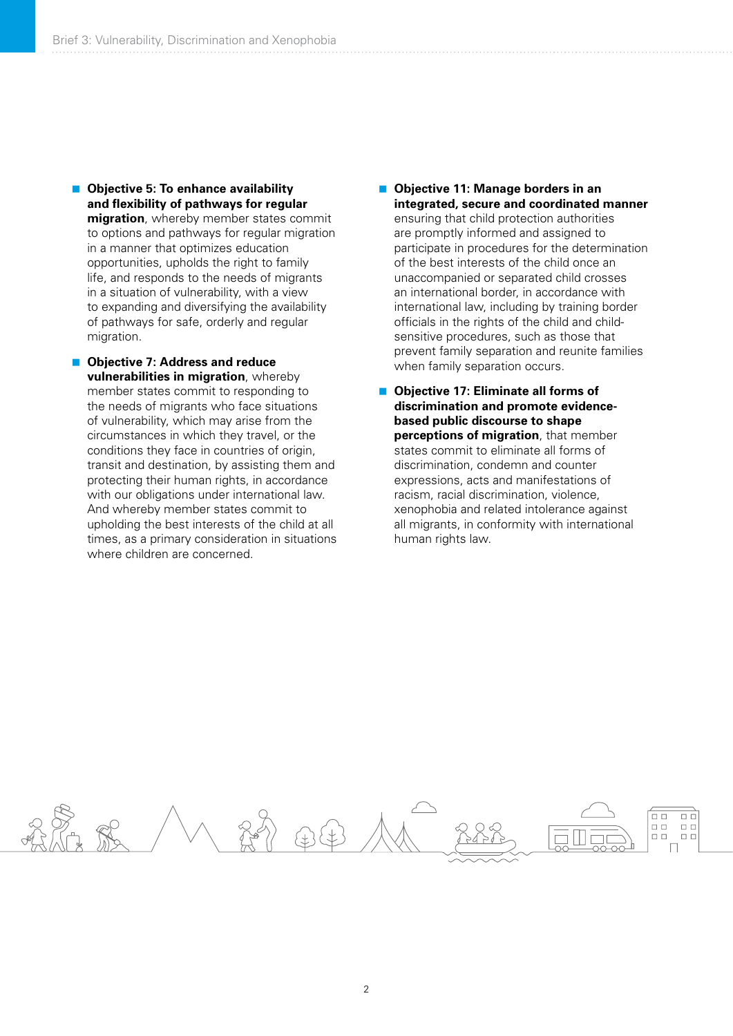- **Objective 5: To enhance availability and flexibility of pathways for regular migration**, whereby member states commit to options and pathways for regular migration in a manner that optimizes education opportunities, upholds the right to family life, and responds to the needs of migrants in a situation of vulnerability, with a view to expanding and diversifying the availability of pathways for safe, orderly and regular migration.

- **Objective 7: Address and reduce vulnerabilities in migration**, whereby member states commit to responding to the needs of migrants who face situations of vulnerability, which may arise from the circumstances in which they travel, or the conditions they face in countries of origin, transit and destination, by assisting them and protecting their human rights, in accordance with our obligations under international law. And whereby member states commit to upholding the best interests of the child at all times, as a primary consideration in situations where children are concerned.

- **Objective 11: Manage borders in an integrated, secure and coordinated manner** ensuring that child protection authorities are promptly informed and assigned to participate in procedures for the determination of the best interests of the child once an unaccompanied or separated child crosses an international border, in accordance with international law, including by training border officials in the rights of the child and child-sensitive procedures, such as those that prevent family separation and reunite families when family separation occurs.

- **Objective 17: Eliminate all forms of discrimination and promote evidence-based public discourse to shape perceptions of migration**, that member states commit to eliminate all forms of discrimination, condemn and counter expressions, acts and manifestations of racism, racial discrimination, violence, xenophobia and related intolerance against all migrants, in conformity with international human rights law.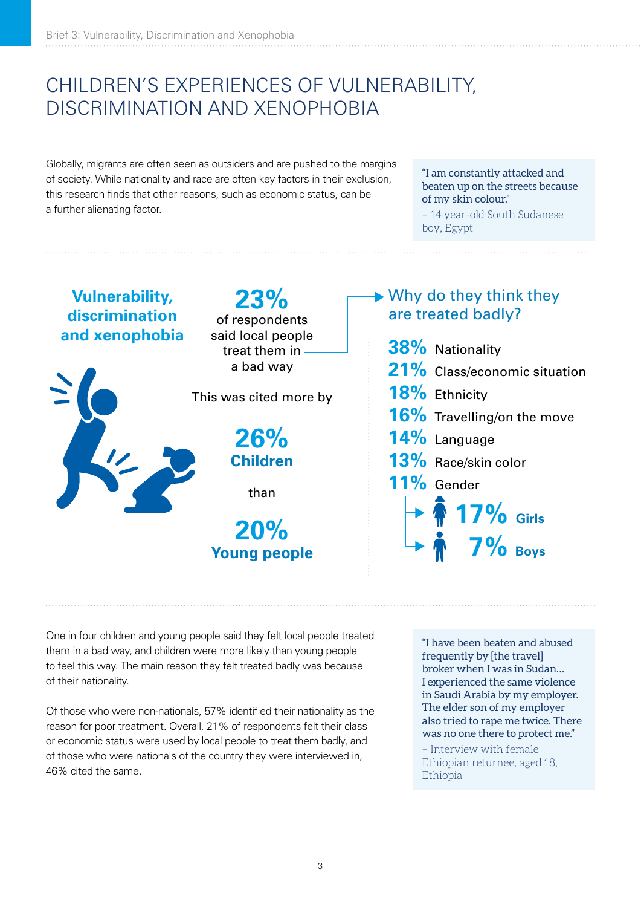# CHILDREN'S EXPERIENCES OF VULNERABILITY, DISCRIMINATION AND XENOPHOBIA

Globally, migrants are often seen as outsiders and are pushed to the margins of society. While nationality and race are often key factors in their exclusion, this research finds that other reasons, such as economic status, can be a further alienating factor.

> "I am constantly attacked and beaten up on the streets because of my skin colour."
>
> – 14 year-old South Sudanese boy, Egypt

## Vulnerability, discrimination and xenophobia

**23%** of respondents said local people treat them in a bad way

This was cited more by

**26%** **Children**

than

**20%** **Young people**

### Why do they think they are treated badly?

- **38%** Nationality
- **21%** Class/economic situation
- **18%** Ethnicity
- **16%** Travelling/on the move
- **14%** Language
- **13%** Race/skin color
- **11%** Gender
  - **17%** Girls
  - **7%** Boys

One in four children and young people said they felt local people treated them in a bad way, and children were more likely than young people to feel this way. The main reason they felt treated badly was because of their nationality.

Of those who were non-nationals, 57% identified their nationality as the reason for poor treatment. Overall, 21% of respondents felt their class or economic status were used by local people to treat them badly, and of those who were nationals of the country they were interviewed in, 46% cited the same.

> "I have been beaten and abused frequently by [the travel] broker when I was in Sudan... I experienced the same violence in Saudi Arabia by my employer. The elder son of my employer also tried to rape me twice. There was no one there to protect me."
>
> – Interview with female Ethiopian returnee, aged 18, Ethiopia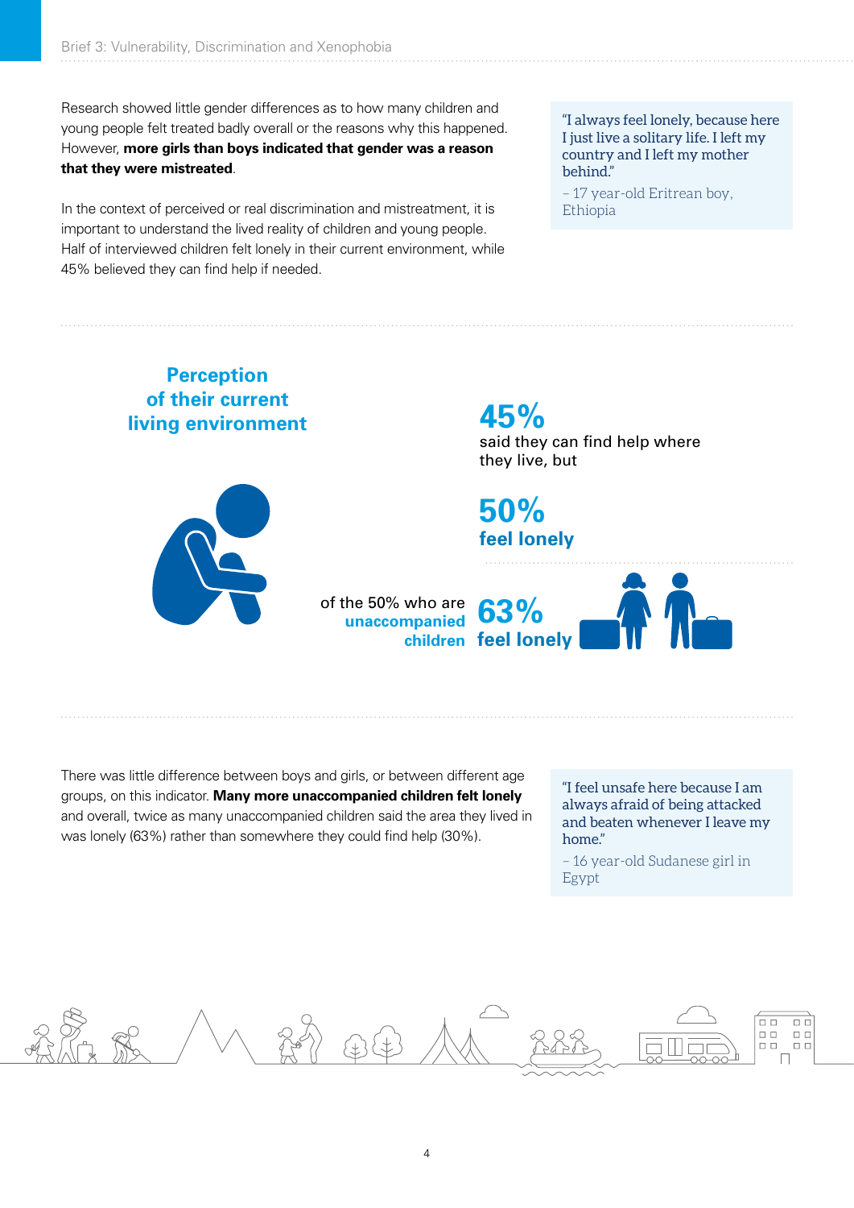Research showed little gender differences as to how many children and young people felt treated badly overall or the reasons why this happened. However, **more girls than boys indicated that gender was a reason that they were mistreated**.

In the context of perceived or real discrimination and mistreatment, it is important to understand the lived reality of children and young people. Half of interviewed children felt lonely in their current environment, while 45% believed they can find help if needed.

> "I always feel lonely, because here I just live a solitary life. I left my country and I left my mother behind."
>
> – 17 year-old Eritrean boy, Ethiopia

## Perception of their current living environment

**45%** said they can find help where they live, but

**50% feel lonely**

of the 50% who are **unaccompanied children** **63% feel lonely**

There was little difference between boys and girls, or between different age groups, on this indicator. **Many more unaccompanied children felt lonely** and overall, twice as many unaccompanied children said the area they lived in was lonely (63%) rather than somewhere they could find help (30%).

> "I feel unsafe here because I am always afraid of being attacked and beaten whenever I leave my home."
>
> – 16 year-old Sudanese girl in Egypt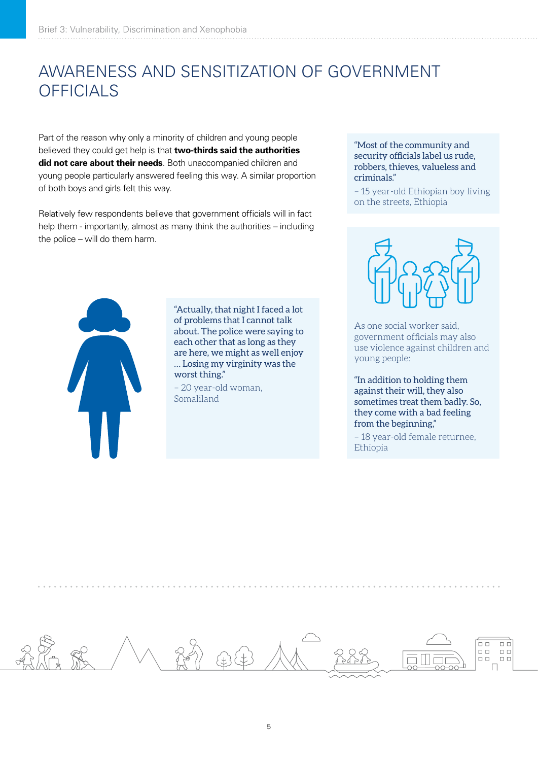# AWARENESS AND SENSITIZATION OF GOVERNMENT OFFICIALS

Part of the reason why only a minority of children and young people believed they could get help is that **two-thirds said the authorities did not care about their needs**. Both unaccompanied children and young people particularly answered feeling this way. A similar proportion of both boys and girls felt this way.

Relatively few respondents believe that government officials will in fact help them - importantly, almost as many think the authorities – including the police – will do them harm.

"Actually, that night I faced a lot of problems that I cannot talk about. The police were saying to each other that as long as they are here, we might as well enjoy ... Losing my virginity was the worst thing."

– 20 year-old woman, Somaliland

"Most of the community and security officials label us rude, robbers, thieves, valueless and criminals."

– 15 year-old Ethiopian boy living on the streets, Ethiopia

As one social worker said, government officials may also use violence against children and young people:

"In addition to holding them against their will, they also sometimes treat them badly. So, they come with a bad feeling from the beginning,"

– 18 year-old female returnee, Ethiopia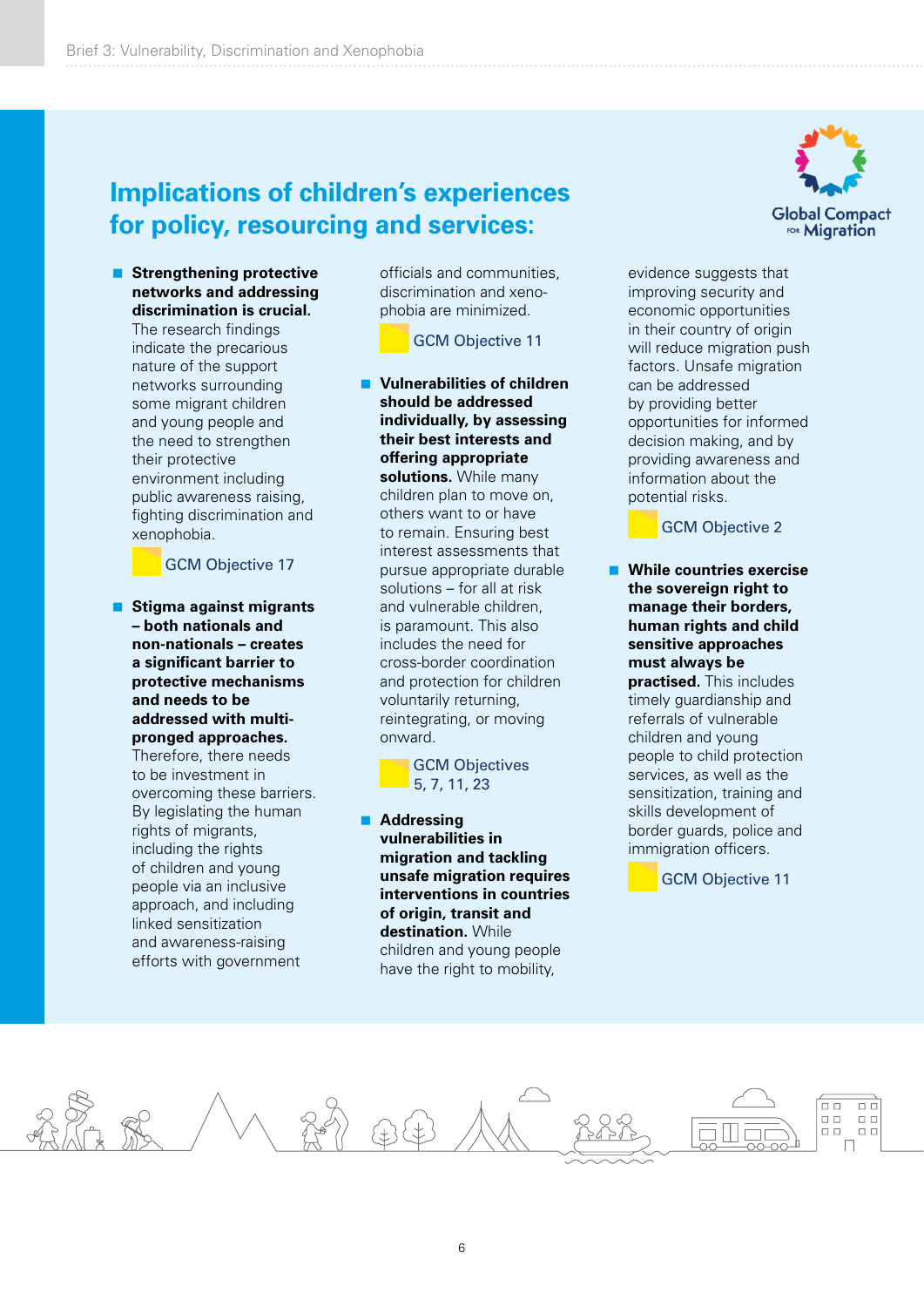## Implications of children's experiences for policy, resourcing and services:

- **Strengthening protective networks and addressing discrimination is crucial.** The research findings indicate the precarious nature of the support networks surrounding some migrant children and young people and the need to strengthen their protective environment including public awareness raising, fighting discrimination and xenophobia.

  GCM Objective 17

- **Stigma against migrants – both nationals and non-nationals – creates a significant barrier to protective mechanisms and needs to be addressed with multi-pronged approaches.** Therefore, there needs to be investment in overcoming these barriers. By legislating the human rights of migrants, including the rights of children and young people via an inclusive approach, and including linked sensitization and awareness-raising efforts with government officials and communities, discrimination and xenophobia are minimized.

  GCM Objective 11

- **Vulnerabilities of children should be addressed individually, by assessing their best interests and offering appropriate solutions.** While many children plan to move on, others want to or have to remain. Ensuring best interest assessments that pursue appropriate durable solutions – for all at risk and vulnerable children, is paramount. This also includes the need for cross-border coordination and protection for children voluntarily returning, reintegrating, or moving onward.

  GCM Objectives 5, 7, 11, 23

- **Addressing vulnerabilities in migration and tackling unsafe migration requires interventions in countries of origin, transit and destination.** While children and young people have the right to mobility, evidence suggests that improving security and economic opportunities in their country of origin will reduce migration push factors. Unsafe migration can be addressed by providing better opportunities for informed decision making, and by providing awareness and information about the potential risks.

  GCM Objective 2

- **While countries exercise the sovereign right to manage their borders, human rights and child sensitive approaches must always be practised.** This includes timely guardianship and referrals of vulnerable children and young people to child protection services, as well as the sensitization, training and skills development of border guards, police and immigration officers.

  GCM Objective 11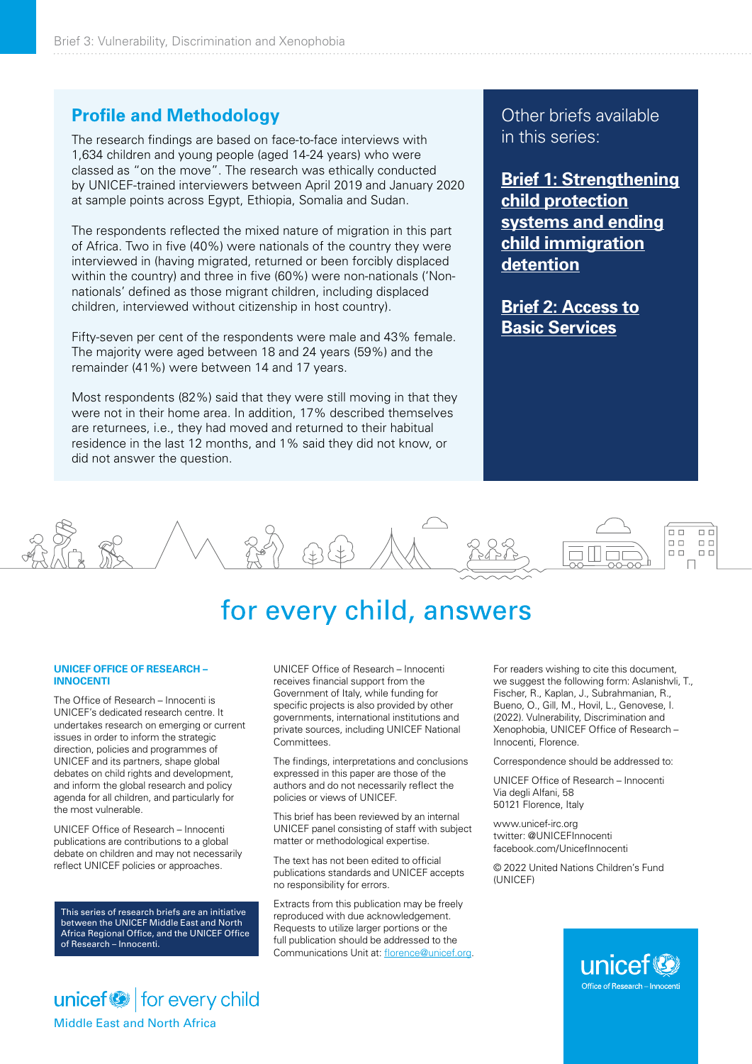## Profile and Methodology

The research findings are based on face-to-face interviews with 1,634 children and young people (aged 14-24 years) who were classed as "on the move". The research was ethically conducted by UNICEF-trained interviewers between April 2019 and January 2020 at sample points across Egypt, Ethiopia, Somalia and Sudan.

The respondents reflected the mixed nature of migration in this part of Africa. Two in five (40%) were nationals of the country they were interviewed in (having migrated, returned or been forcibly displaced within the country) and three in five (60%) were non-nationals ('Non-nationals' defined as those migrant children, including displaced children, interviewed without citizenship in host country).

Fifty-seven per cent of the respondents were male and 43% female. The majority were aged between 18 and 24 years (59%) and the remainder (41%) were between 14 and 17 years.

Most respondents (82%) said that they were still moving in that they were not in their home area. In addition, 17% described themselves are returnees, i.e., they had moved and returned to their habitual residence in the last 12 months, and 1% said they did not know, or did not answer the question.

Other briefs available in this series:

**Brief 1: Strengthening child protection systems and ending child immigration detention**

**Brief 2: Access to Basic Services**

for every child, answers

**UNICEF OFFICE OF RESEARCH – INNOCENTI**

The Office of Research – Innocenti is UNICEF's dedicated research centre. It undertakes research on emerging or current issues in order to inform the strategic direction, policies and programmes of UNICEF and its partners, shape global debates on child rights and development, and inform the global research and policy agenda for all children, and particularly for the most vulnerable.

UNICEF Office of Research – Innocenti publications are contributions to a global debate on children and may not necessarily reflect UNICEF policies or approaches.

This series of research briefs are an initiative between the UNICEF Middle East and North Africa Regional Office, and the UNICEF Office of Research – Innocenti.

UNICEF Office of Research – Innocenti receives financial support from the Government of Italy, while funding for specific projects is also provided by other governments, international institutions and private sources, including UNICEF National Committees.

The findings, interpretations and conclusions expressed in this paper are those of the authors and do not necessarily reflect the policies or views of UNICEF.

This brief has been reviewed by an internal UNICEF panel consisting of staff with subject matter or methodological expertise.

The text has not been edited to official publications standards and UNICEF accepts no responsibility for errors.

Extracts from this publication may be freely reproduced with due acknowledgement. Requests to utilize larger portions or the full publication should be addressed to the Communications Unit at: florence@unicef.org.

For readers wishing to cite this document, we suggest the following form: Aslanishvli, T., Fischer, R., Kaplan, J., Subrahmanian, R., Bueno, O., Gill, M., Hovil, L., Genovese, I. (2022). Vulnerability, Discrimination and Xenophobia, UNICEF Office of Research – Innocenti, Florence.

Correspondence should be addressed to:

UNICEF Office of Research – Innocenti
Via degli Alfani, 58
50121 Florence, Italy

www.unicef-irc.org
twitter: @UNICEFInnocenti
facebook.com/UnicefInnocenti

© 2022 United Nations Children's Fund (UNICEF)

unicef | for every child
Middle East and North Africa

unicef
Office of Research – Innocenti